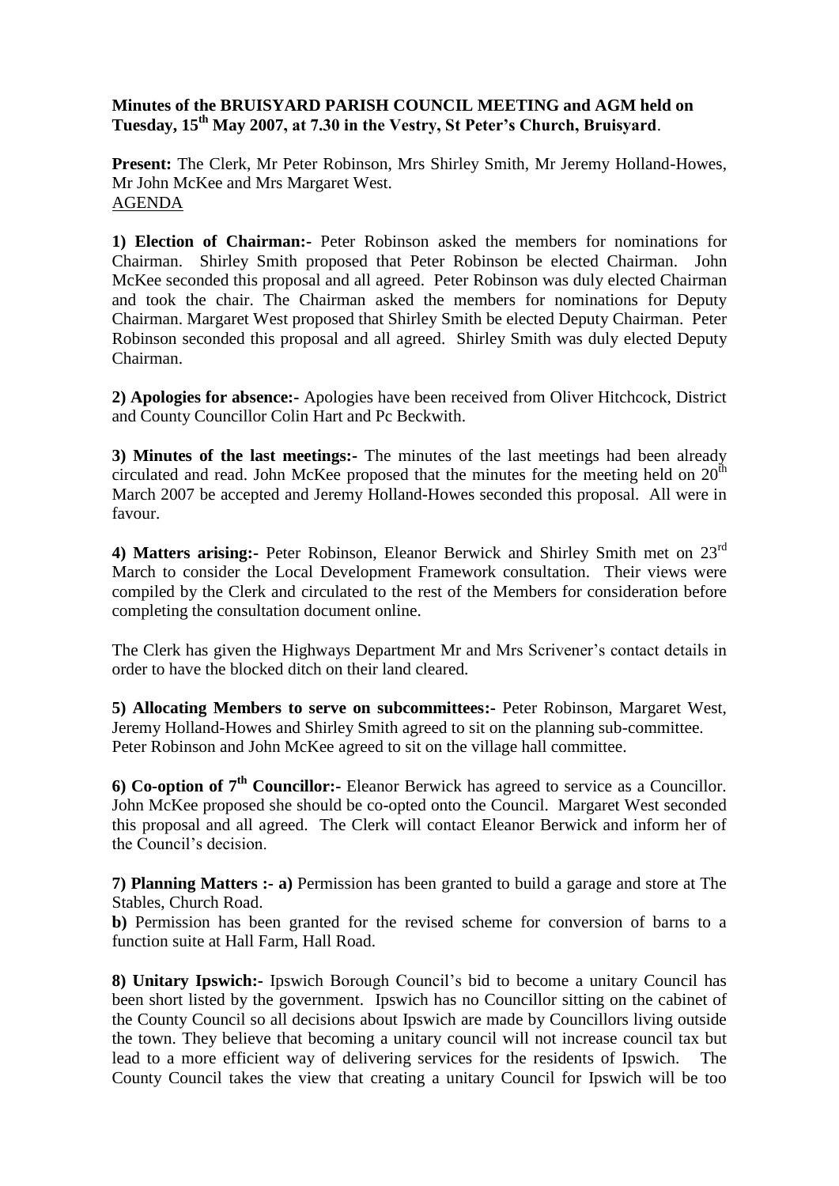**Minutes of the BRUISYARD PARISH COUNCIL MEETING and AGM held on Tuesday, 15th May 2007, at 7.30 in the Vestry, St Peter's Church, Bruisyard**.

**Present:** The Clerk, Mr Peter Robinson, Mrs Shirley Smith, Mr Jeremy Holland-Howes, Mr John McKee and Mrs Margaret West.

AGENDA

**1) Election of Chairman:-** Peter Robinson asked the members for nominations for Chairman. Shirley Smith proposed that Peter Robinson be elected Chairman. John McKee seconded this proposal and all agreed. Peter Robinson was duly elected Chairman and took the chair. The Chairman asked the members for nominations for Deputy Chairman. Margaret West proposed that Shirley Smith be elected Deputy Chairman. Peter Robinson seconded this proposal and all agreed. Shirley Smith was duly elected Deputy Chairman.

**2) Apologies for absence:-** Apologies have been received from Oliver Hitchcock, District and County Councillor Colin Hart and Pc Beckwith.

**3) Minutes of the last meetings:-** The minutes of the last meetings had been already circulated and read. John McKee proposed that the minutes for the meeting held on 20th March 2007 be accepted and Jeremy Holland-Howes seconded this proposal. All were in favour.

**4) Matters arising:-** Peter Robinson, Eleanor Berwick and Shirley Smith met on 23rd March to consider the Local Development Framework consultation. Their views were compiled by the Clerk and circulated to the rest of the Members for consideration before completing the consultation document online.

The Clerk has given the Highways Department Mr and Mrs Scrivener's contact details in order to have the blocked ditch on their land cleared.

**5) Allocating Members to serve on subcommittees:-** Peter Robinson, Margaret West, Jeremy Holland-Howes and Shirley Smith agreed to sit on the planning sub-committee. Peter Robinson and John McKee agreed to sit on the village hall committee.

**6) Co-option of 7th Councillor:-** Eleanor Berwick has agreed to service as a Councillor. John McKee proposed she should be co-opted onto the Council. Margaret West seconded this proposal and all agreed. The Clerk will contact Eleanor Berwick and inform her of the Council's decision.

**7) Planning Matters :- a)** Permission has been granted to build a garage and store at The Stables, Church Road.

**b)** Permission has been granted for the revised scheme for conversion of barns to a function suite at Hall Farm, Hall Road.

**8) Unitary Ipswich:-** Ipswich Borough Council's bid to become a unitary Council has been short listed by the government. Ipswich has no Councillor sitting on the cabinet of the County Council so all decisions about Ipswich are made by Councillors living outside the town. They believe that becoming a unitary council will not increase council tax but lead to a more efficient way of delivering services for the residents of Ipswich. The County Council takes the view that creating a unitary Council for Ipswich will be too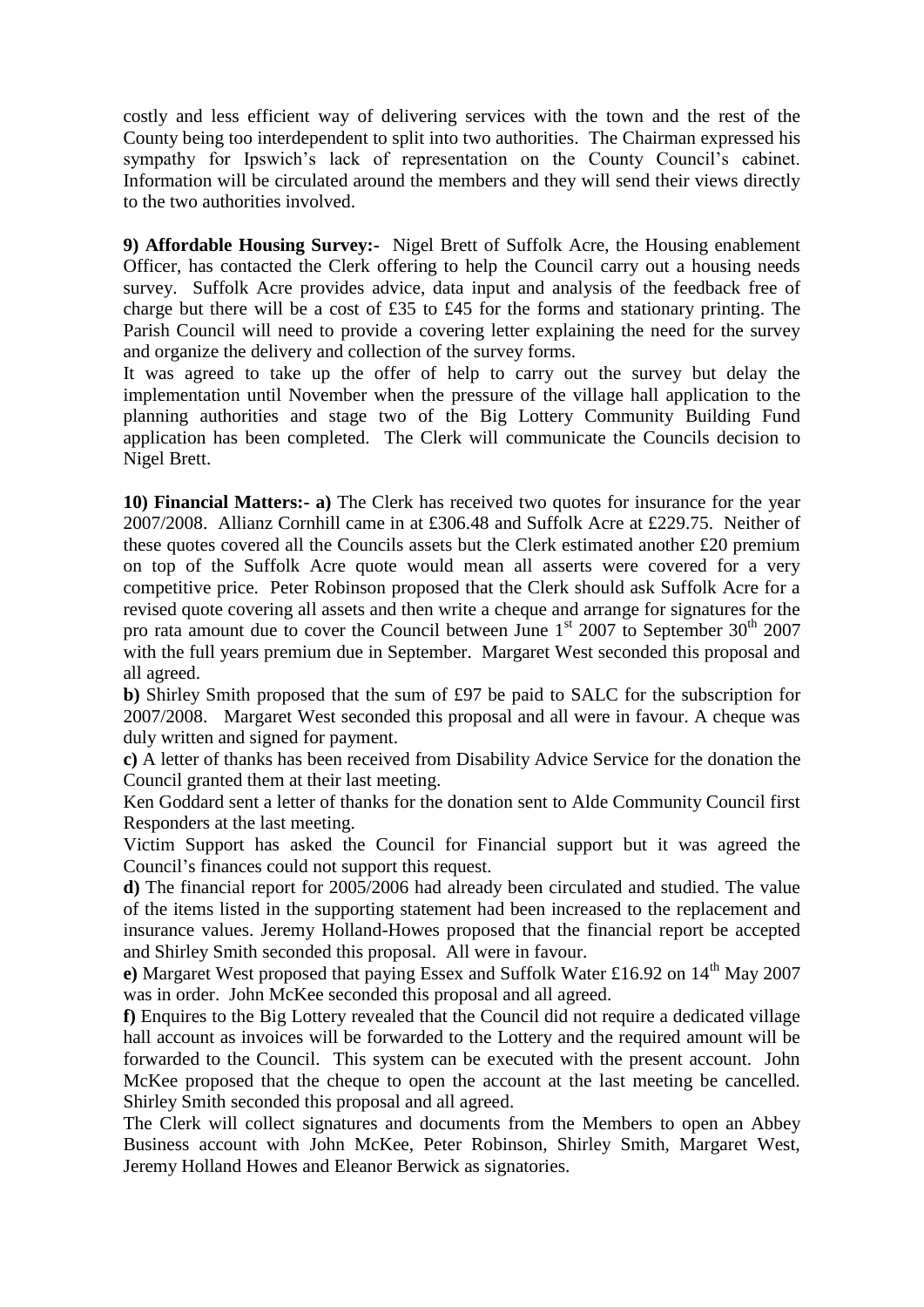costly and less efficient way of delivering services with the town and the rest of the County being too interdependent to split into two authorities. The Chairman expressed his sympathy for Ipswich's lack of representation on the County Council's cabinet. Information will be circulated around the members and they will send their views directly to the two authorities involved.

**9) Affordable Housing Survey:-** Nigel Brett of Suffolk Acre, the Housing enablement Officer, has contacted the Clerk offering to help the Council carry out a housing needs survey. Suffolk Acre provides advice, data input and analysis of the feedback free of charge but there will be a cost of £35 to £45 for the forms and stationary printing. The Parish Council will need to provide a covering letter explaining the need for the survey and organize the delivery and collection of the survey forms.

It was agreed to take up the offer of help to carry out the survey but delay the implementation until November when the pressure of the village hall application to the planning authorities and stage two of the Big Lottery Community Building Fund application has been completed. The Clerk will communicate the Councils decision to Nigel Brett.

**10) Financial Matters:- a)** The Clerk has received two quotes for insurance for the year 2007/2008. Allianz Cornhill came in at £306.48 and Suffolk Acre at £229.75. Neither of these quotes covered all the Councils assets but the Clerk estimated another £20 premium on top of the Suffolk Acre quote would mean all asserts were covered for a very competitive price. Peter Robinson proposed that the Clerk should ask Suffolk Acre for a revised quote covering all assets and then write a cheque and arrange for signatures for the pro rata amount due to cover the Council between June 1st 2007 to September 30th 2007 with the full years premium due in September. Margaret West seconded this proposal and all agreed.

**b)** Shirley Smith proposed that the sum of £97 be paid to SALC for the subscription for 2007/2008. Margaret West seconded this proposal and all were in favour. A cheque was duly written and signed for payment.

**c)** A letter of thanks has been received from Disability Advice Service for the donation the Council granted them at their last meeting.

Ken Goddard sent a letter of thanks for the donation sent to Alde Community Council first Responders at the last meeting.

Victim Support has asked the Council for Financial support but it was agreed the Council's finances could not support this request.

**d)** The financial report for 2005/2006 had already been circulated and studied. The value of the items listed in the supporting statement had been increased to the replacement and insurance values. Jeremy Holland-Howes proposed that the financial report be accepted and Shirley Smith seconded this proposal. All were in favour.

**e)** Margaret West proposed that paying Essex and Suffolk Water £16.92 on 14th May 2007 was in order. John McKee seconded this proposal and all agreed.

**f)** Enquires to the Big Lottery revealed that the Council did not require a dedicated village hall account as invoices will be forwarded to the Lottery and the required amount will be forwarded to the Council. This system can be executed with the present account. John McKee proposed that the cheque to open the account at the last meeting be cancelled. Shirley Smith seconded this proposal and all agreed.

The Clerk will collect signatures and documents from the Members to open an Abbey Business account with John McKee, Peter Robinson, Shirley Smith, Margaret West, Jeremy Holland Howes and Eleanor Berwick as signatories.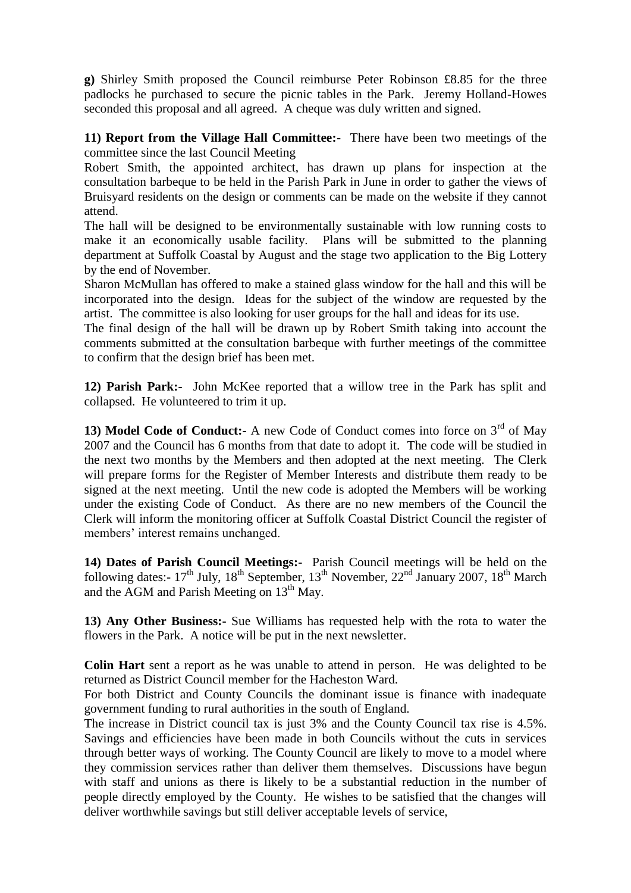**g)** Shirley Smith proposed the Council reimburse Peter Robinson £8.85 for the three padlocks he purchased to secure the picnic tables in the Park. Jeremy Holland-Howes seconded this proposal and all agreed. A cheque was duly written and signed.

**11) Report from the Village Hall Committee:-** There have been two meetings of the committee since the last Council Meeting

Robert Smith, the appointed architect, has drawn up plans for inspection at the consultation barbeque to be held in the Parish Park in June in order to gather the views of Bruisyard residents on the design or comments can be made on the website if they cannot attend.

The hall will be designed to be environmentally sustainable with low running costs to make it an economically usable facility. Plans will be submitted to the planning department at Suffolk Coastal by August and the stage two application to the Big Lottery by the end of November.

Sharon McMullan has offered to make a stained glass window for the hall and this will be incorporated into the design. Ideas for the subject of the window are requested by the artist. The committee is also looking for user groups for the hall and ideas for its use.

The final design of the hall will be drawn up by Robert Smith taking into account the comments submitted at the consultation barbeque with further meetings of the committee to confirm that the design brief has been met.

**12) Parish Park:-** John McKee reported that a willow tree in the Park has split and collapsed. He volunteered to trim it up.

**13) Model Code of Conduct:-** A new Code of Conduct comes into force on 3rd of May 2007 and the Council has 6 months from that date to adopt it. The code will be studied in the next two months by the Members and then adopted at the next meeting. The Clerk will prepare forms for the Register of Member Interests and distribute them ready to be signed at the next meeting. Until the new code is adopted the Members will be working under the existing Code of Conduct. As there are no new members of the Council the Clerk will inform the monitoring officer at Suffolk Coastal District Council the register of members' interest remains unchanged.

**14) Dates of Parish Council Meetings:-** Parish Council meetings will be held on the following dates:- 17th July, 18th September, 13th November, 22nd January 2007, 18th March and the AGM and Parish Meeting on 13th May.

**13) Any Other Business:-** Sue Williams has requested help with the rota to water the flowers in the Park. A notice will be put in the next newsletter.

**Colin Hart** sent a report as he was unable to attend in person. He was delighted to be returned as District Council member for the Hacheston Ward.

For both District and County Councils the dominant issue is finance with inadequate government funding to rural authorities in the south of England.

The increase in District council tax is just 3% and the County Council tax rise is 4.5%. Savings and efficiencies have been made in both Councils without the cuts in services through better ways of working. The County Council are likely to move to a model where they commission services rather than deliver them themselves. Discussions have begun with staff and unions as there is likely to be a substantial reduction in the number of people directly employed by the County. He wishes to be satisfied that the changes will deliver worthwhile savings but still deliver acceptable levels of service,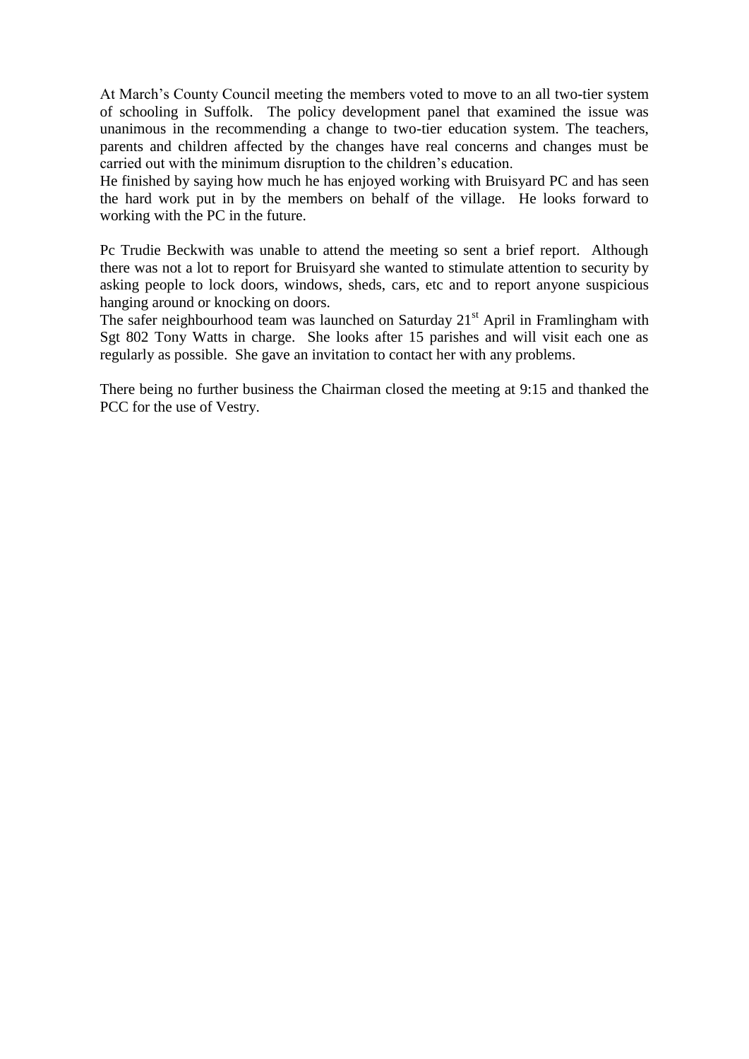At March's County Council meeting the members voted to move to an all two-tier system of schooling in Suffolk. The policy development panel that examined the issue was unanimous in the recommending a change to two-tier education system. The teachers, parents and children affected by the changes have real concerns and changes must be carried out with the minimum disruption to the children's education.
He finished by saying how much he has enjoyed working with Bruisyard PC and has seen the hard work put in by the members on behalf of the village. He looks forward to working with the PC in the future.

Pc Trudie Beckwith was unable to attend the meeting so sent a brief report. Although there was not a lot to report for Bruisyard she wanted to stimulate attention to security by asking people to lock doors, windows, sheds, cars, etc and to report anyone suspicious hanging around or knocking on doors.
The safer neighbourhood team was launched on Saturday 21st April in Framlingham with Sgt 802 Tony Watts in charge. She looks after 15 parishes and will visit each one as regularly as possible. She gave an invitation to contact her with any problems.

There being no further business the Chairman closed the meeting at 9:15 and thanked the PCC for the use of Vestry.